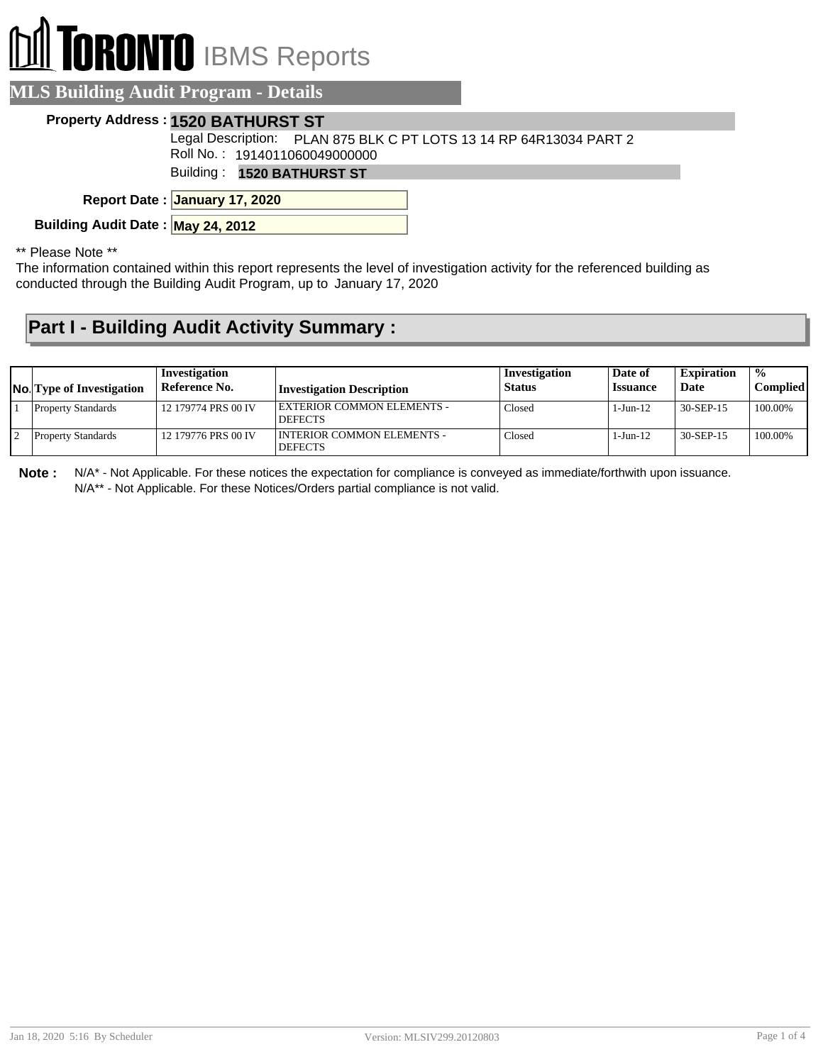# TORONTO IBMS Reports

## MLS Building Audit Program - Details

**Property Address :** **1520 BATHURST ST**

Legal Description: PLAN 875 BLK C PT LOTS 13 14 RP 64R13034 PART 2

Roll No. : 1914011060049000000

Building : **1520 BATHURST ST**

**Report Date :** **January 17, 2020**

**Building Audit Date :** **May 24, 2012**

** Please Note **

The information contained within this report represents the level of investigation activity for the referenced building as conducted through the Building Audit Program, up to January 17, 2020

## Part I - Building Audit Activity Summary :

| No. | Type of Investigation | Investigation Reference No. | Investigation Description | Investigation Status | Date of Issuance | Expiration Date | % Complied |
|---|---|---|---|---|---|---|---|
| 1 | Property Standards | 12 179774 PRS 00 IV | EXTERIOR COMMON ELEMENTS - DEFECTS | Closed | 1-Jun-12 | 30-SEP-15 | 100.00% |
| 2 | Property Standards | 12 179776 PRS 00 IV | INTERIOR COMMON ELEMENTS - DEFECTS | Closed | 1-Jun-12 | 30-SEP-15 | 100.00% |

**Note :** N/A* - Not Applicable. For these notices the expectation for compliance is conveyed as immediate/forthwith upon issuance.
N/A** - Not Applicable. For these Notices/Orders partial compliance is not valid.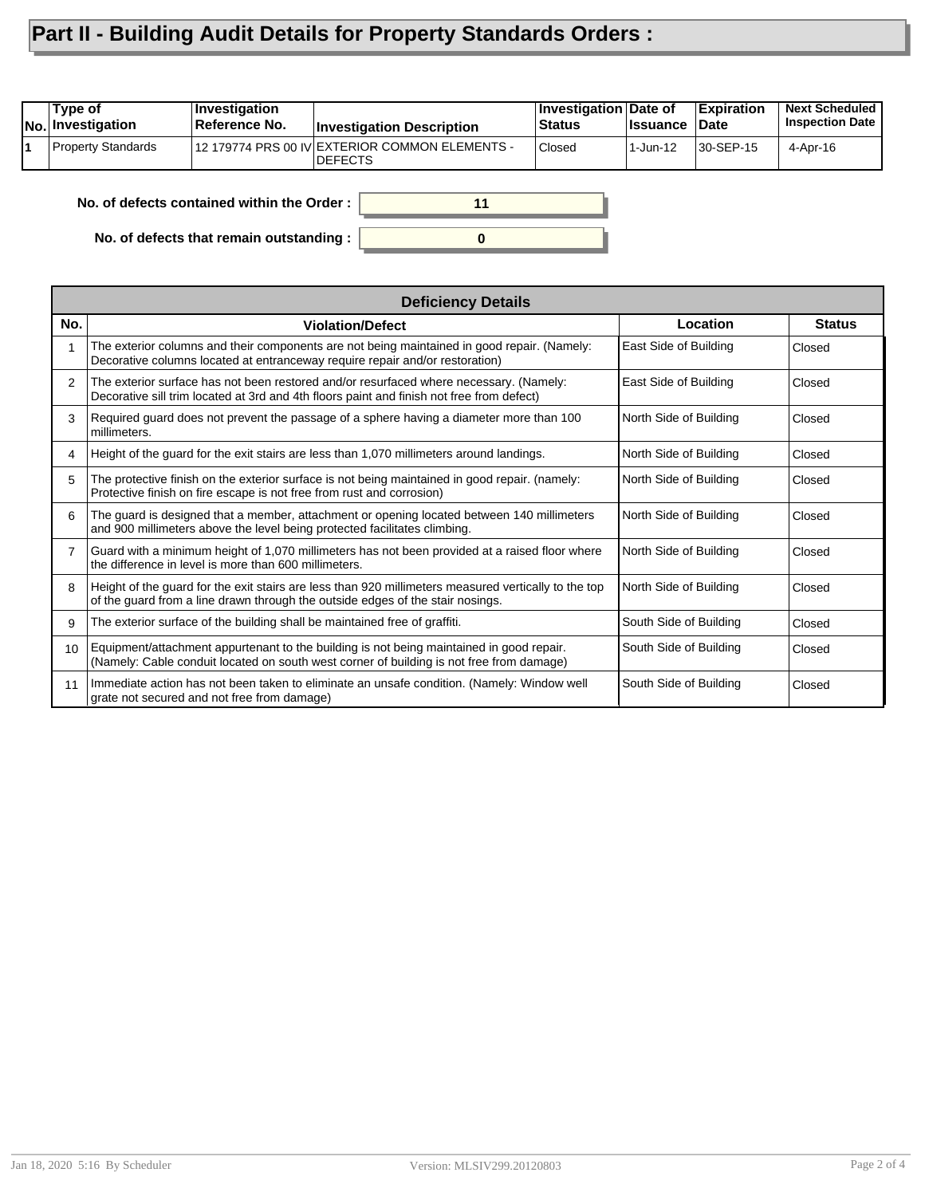# Part II - Building Audit Details for Property Standards Orders :

| No. | Type of Investigation | Investigation Reference No. | Investigation Description | Investigation Status | Date of Issuance | Expiration Date | Next Scheduled Inspection Date |
|---|---|---|---|---|---|---|---|
| 1 | Property Standards | 12 179774 PRS 00 IV | EXTERIOR COMMON ELEMENTS - DEFECTS | Closed | 1-Jun-12 | 30-SEP-15 | 4-Apr-16 |

**No. of defects contained within the Order :** 11

**No. of defects that remain outstanding :** 0

**Deficiency Details**

| No. | Violation/Defect | Location | Status |
|---|---|---|---|
| 1 | The exterior columns and their components are not being maintained in good repair. (Namely: Decorative columns located at entranceway require repair and/or restoration) | East Side of Building | Closed |
| 2 | The exterior surface has not been restored and/or resurfaced where necessary. (Namely: Decorative sill trim located at 3rd and 4th floors paint and finish not free from defect) | East Side of Building | Closed |
| 3 | Required guard does not prevent the passage of a sphere having a diameter more than 100 millimeters. | North Side of Building | Closed |
| 4 | Height of the guard for the exit stairs are less than 1,070 millimeters around landings. | North Side of Building | Closed |
| 5 | The protective finish on the exterior surface is not being maintained in good repair. (namely: Protective finish on fire escape is not free from rust and corrosion) | North Side of Building | Closed |
| 6 | The guard is designed that a member, attachment or opening located between 140 millimeters and 900 millimeters above the level being protected facilitates climbing. | North Side of Building | Closed |
| 7 | Guard with a minimum height of 1,070 millimeters has not been provided at a raised floor where the difference in level is more than 600 millimeters. | North Side of Building | Closed |
| 8 | Height of the guard for the exit stairs are less than 920 millimeters measured vertically to the top of the guard from a line drawn through the outside edges of the stair nosings. | North Side of Building | Closed |
| 9 | The exterior surface of the building shall be maintained free of graffiti. | South Side of Building | Closed |
| 10 | Equipment/attachment appurtenant to the building is not being maintained in good repair. (Namely: Cable conduit located on south west corner of building is not free from damage) | South Side of Building | Closed |
| 11 | Immediate action has not been taken to eliminate an unsafe condition. (Namely: Window well grate not secured and not free from damage) | South Side of Building | Closed |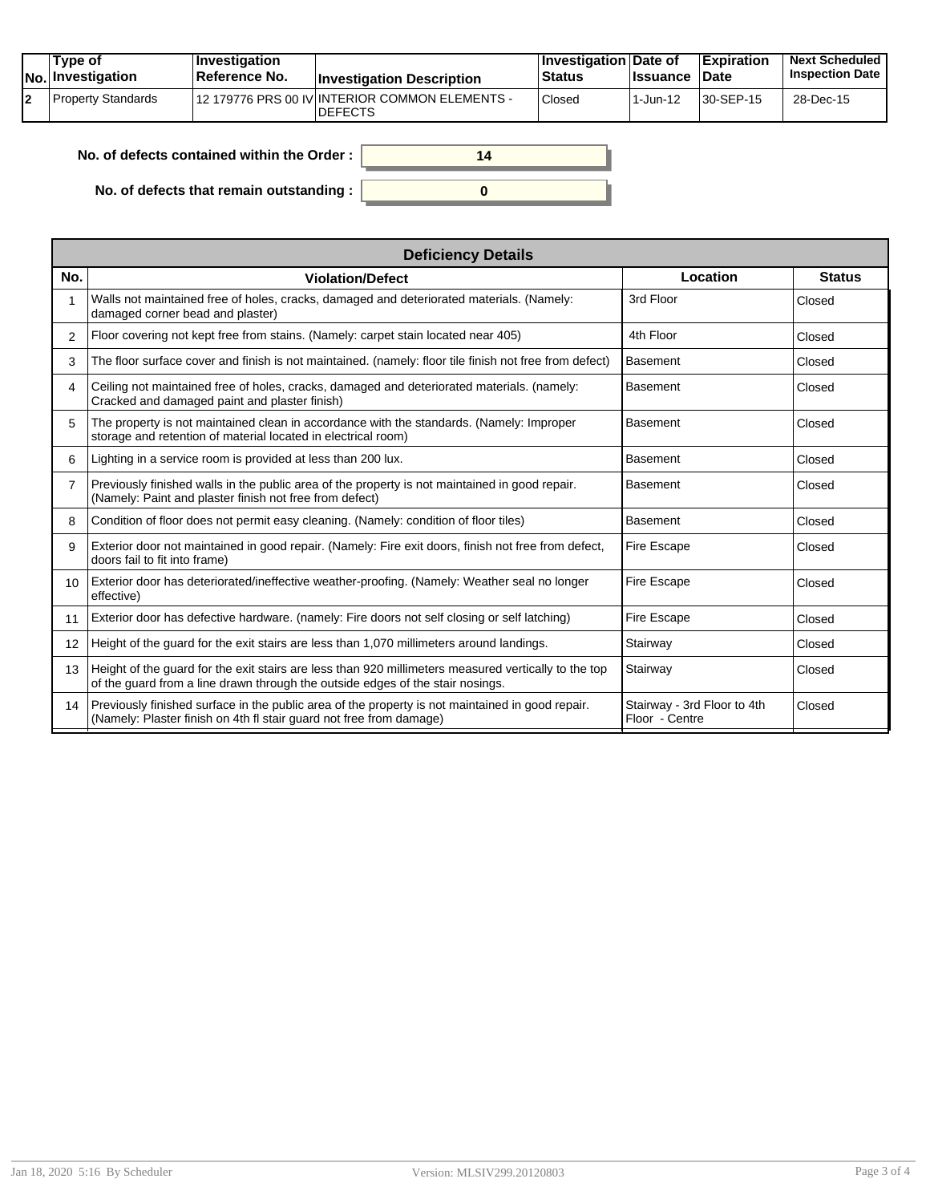| No. | Type of Investigation | Investigation Reference No. | Investigation Description | Investigation Status | Date of Issuance | Expiration Date | Next Scheduled Inspection Date |
|---|---|---|---|---|---|---|---|
| 2 | Property Standards | 12 179776 PRS 00 IV | INTERIOR COMMON ELEMENTS - DEFECTS | Closed | 1-Jun-12 | 30-SEP-15 | 28-Dec-15 |

**No. of defects contained within the Order :** 14

**No. of defects that remain outstanding :** 0

| Deficiency Details | | | |
|---|---|---|---|
| **No.** | **Violation/Defect** | **Location** | **Status** |
| 1 | Walls not maintained free of holes, cracks, damaged and deteriorated materials. (Namely: damaged corner bead and plaster) | 3rd Floor | Closed |
| 2 | Floor covering not kept free from stains. (Namely: carpet stain located near 405) | 4th Floor | Closed |
| 3 | The floor surface cover and finish is not maintained. (namely: floor tile finish not free from defect) | Basement | Closed |
| 4 | Ceiling not maintained free of holes, cracks, damaged and deteriorated materials. (namely: Cracked and damaged paint and plaster finish) | Basement | Closed |
| 5 | The property is not maintained clean in accordance with the standards. (Namely: Improper storage and retention of material located in electrical room) | Basement | Closed |
| 6 | Lighting in a service room is provided at less than 200 lux. | Basement | Closed |
| 7 | Previously finished walls in the public area of the property is not maintained in good repair. (Namely: Paint and plaster finish not free from defect) | Basement | Closed |
| 8 | Condition of floor does not permit easy cleaning. (Namely: condition of floor tiles) | Basement | Closed |
| 9 | Exterior door not maintained in good repair. (Namely: Fire exit doors, finish not free from defect, doors fail to fit into frame) | Fire Escape | Closed |
| 10 | Exterior door has deteriorated/ineffective weather-proofing. (Namely: Weather seal no longer effective) | Fire Escape | Closed |
| 11 | Exterior door has defective hardware. (namely: Fire doors not self closing or self latching) | Fire Escape | Closed |
| 12 | Height of the guard for the exit stairs are less than 1,070 millimeters around landings. | Stairway | Closed |
| 13 | Height of the guard for the exit stairs are less than 920 millimeters measured vertically to the top of the guard from a line drawn through the outside edges of the stair nosings. | Stairway | Closed |
| 14 | Previously finished surface in the public area of the property is not maintained in good repair. (Namely: Plaster finish on 4th fl stair guard not free from damage) | Stairway - 3rd Floor to 4th Floor - Centre | Closed |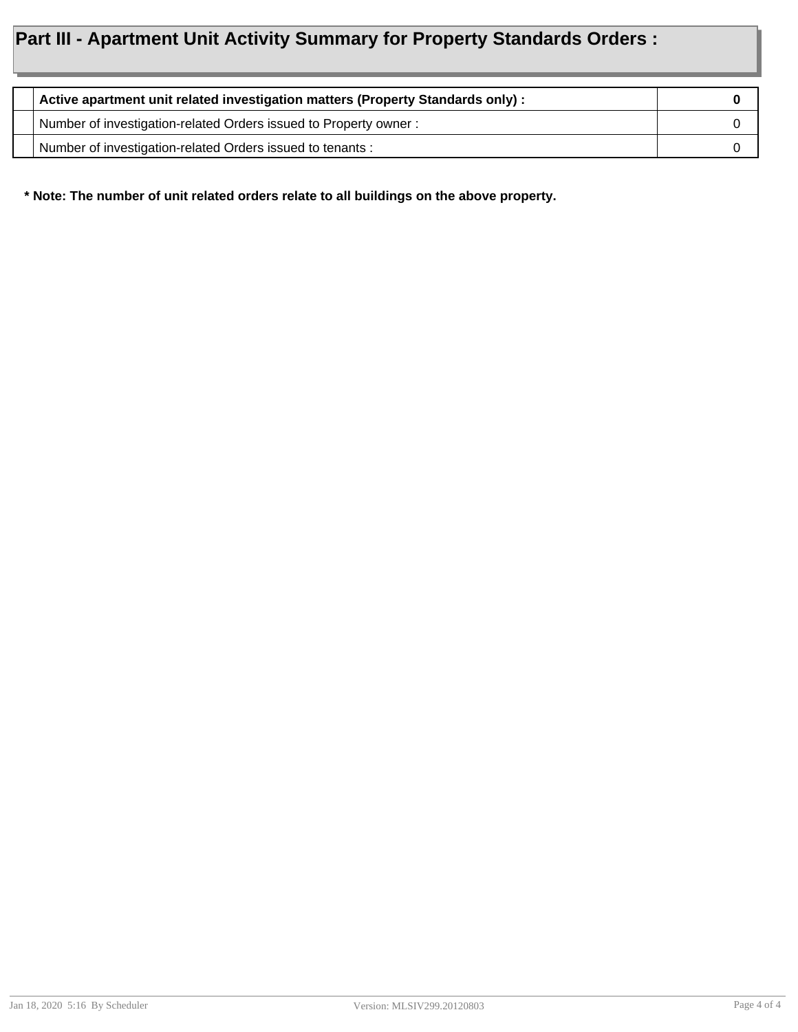## Part III - Apartment Unit Activity Summary for Property Standards Orders :

| | | |
|---|---|---|
| | **Active apartment unit related investigation matters (Property Standards only) :** | **0** |
| | Number of investigation-related Orders issued to Property owner : | 0 |
| | Number of investigation-related Orders issued to tenants : | 0 |

**\* Note: The number of unit related orders relate to all buildings on the above property.**